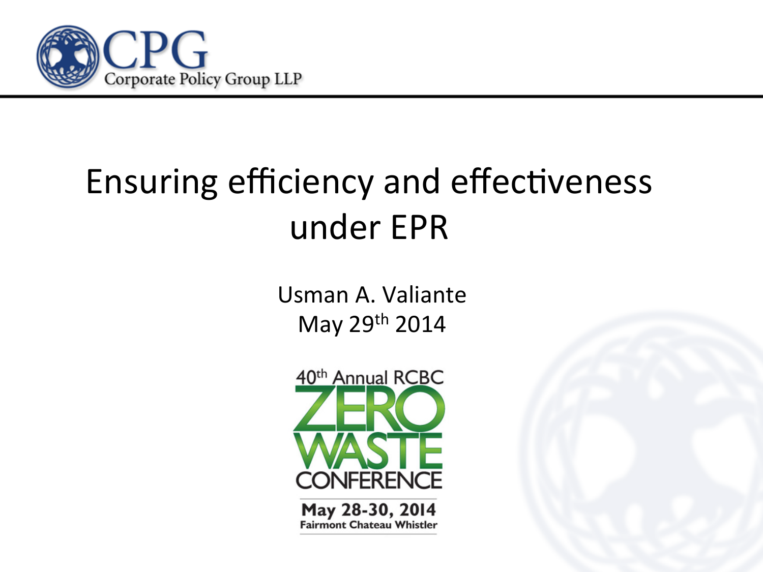CPG
Corporate Policy Group LLP

# Ensuring efficiency and effectiveness under EPR

Usman A. Valiante
May 29th 2014

40th Annual RCBC
ZERO WASTE CONFERENCE
May 28-30, 2014
Fairmont Chateau Whistler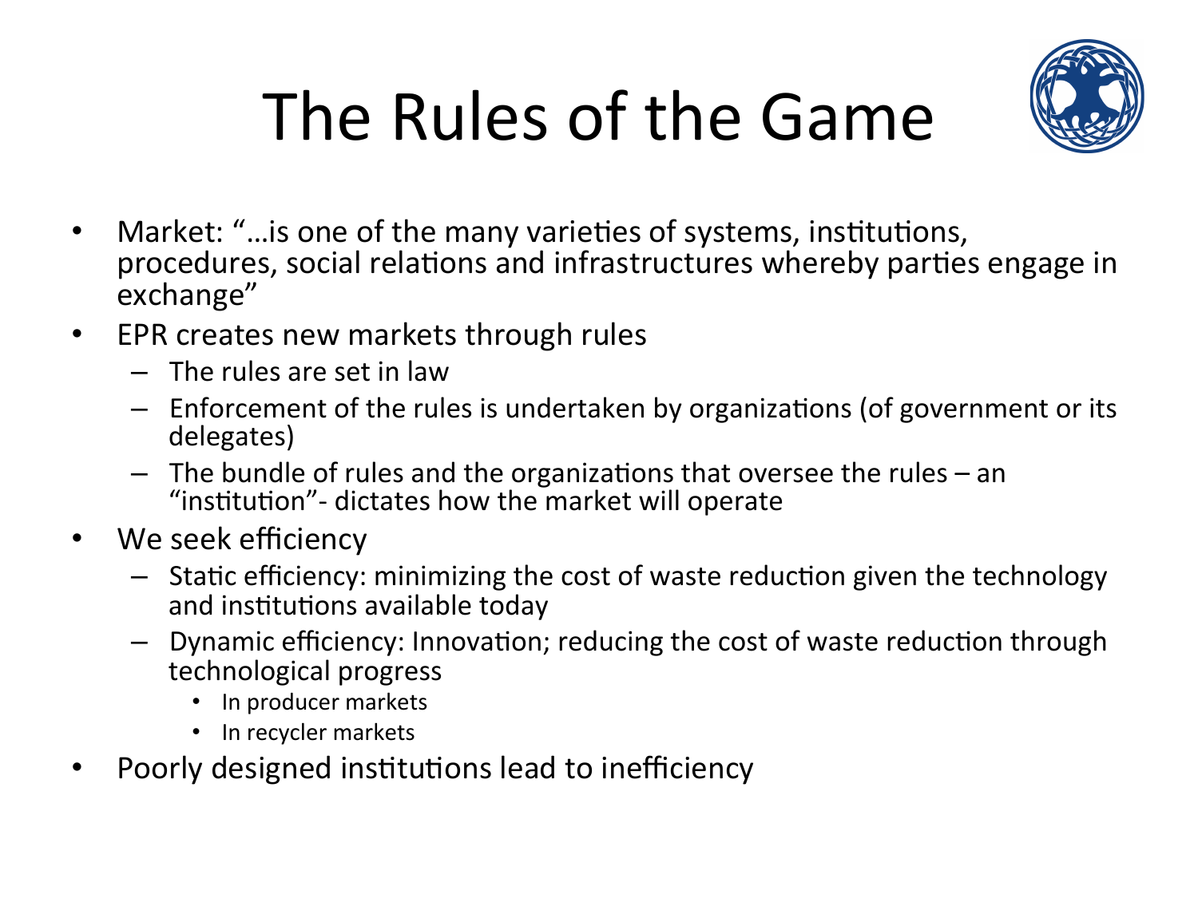# The Rules of the Game

- Market: "…is one of the many varieties of systems, institutions, procedures, social relations and infrastructures whereby parties engage in exchange"
- EPR creates new markets through rules
  - The rules are set in law
  - Enforcement of the rules is undertaken by organizations (of government or its delegates)
  - The bundle of rules and the organizations that oversee the rules – an "institution"- dictates how the market will operate
- We seek efficiency
  - Static efficiency: minimizing the cost of waste reduction given the technology and institutions available today
  - Dynamic efficiency: Innovation; reducing the cost of waste reduction through technological progress
    - In producer markets
    - In recycler markets
- Poorly designed institutions lead to inefficiency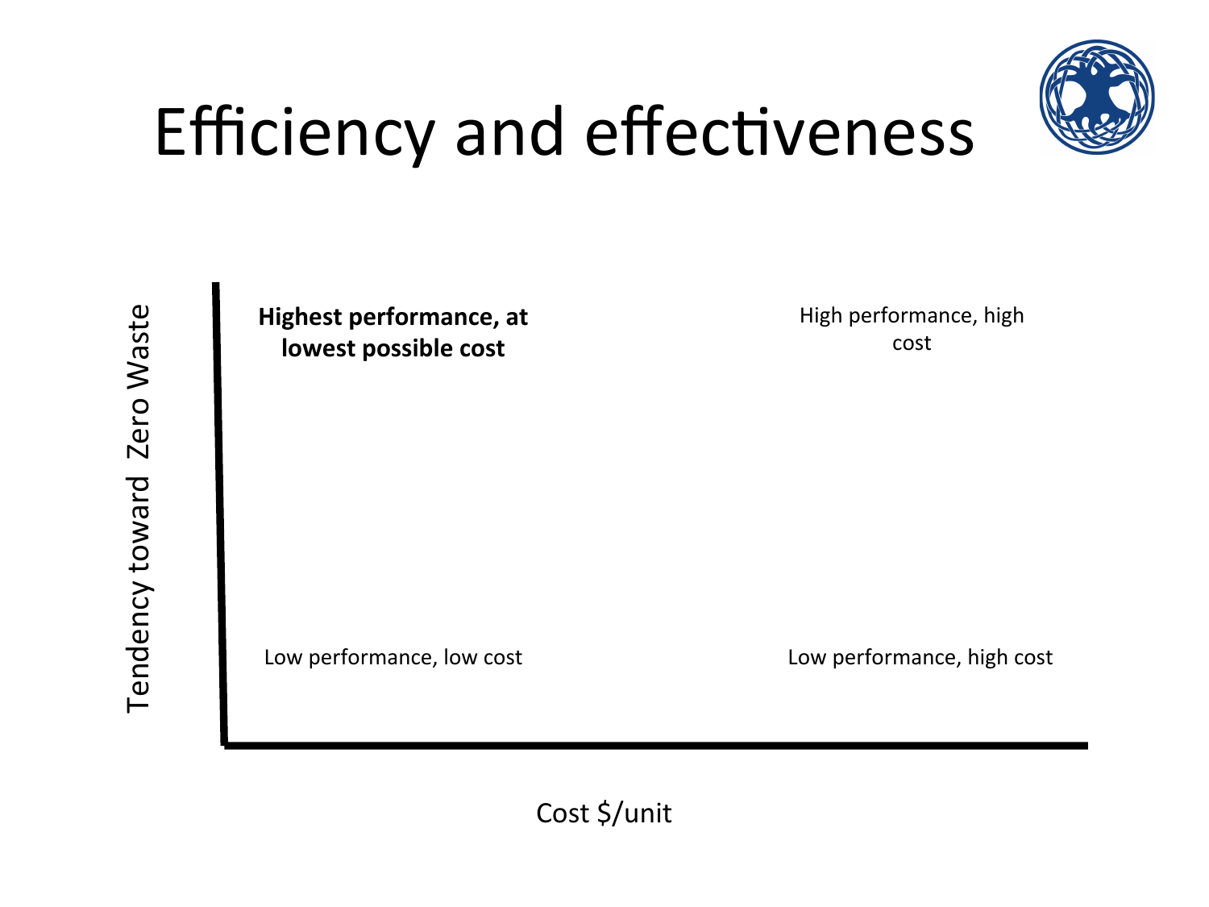# Efficiency and effectiveness

Tendency toward Zero Waste

**Highest performance, at lowest possible cost**

High performance, high cost

Low performance, low cost

Low performance, high cost

Cost $/unit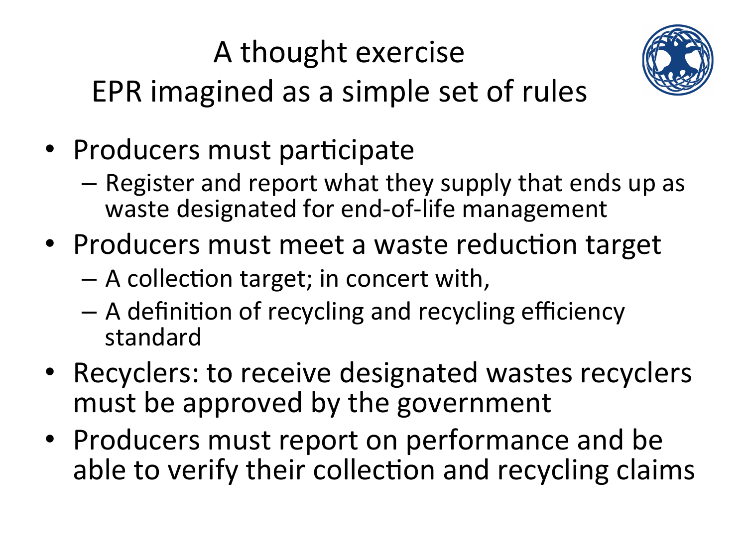# A thought exercise
## EPR imagined as a simple set of rules

- Producers must participate
  - Register and report what they supply that ends up as waste designated for end-of-life management
- Producers must meet a waste reduction target
  - A collection target; in concert with,
  - A definition of recycling and recycling efficiency standard
- Recyclers: to receive designated wastes recyclers must be approved by the government
- Producers must report on performance and be able to verify their collection and recycling claims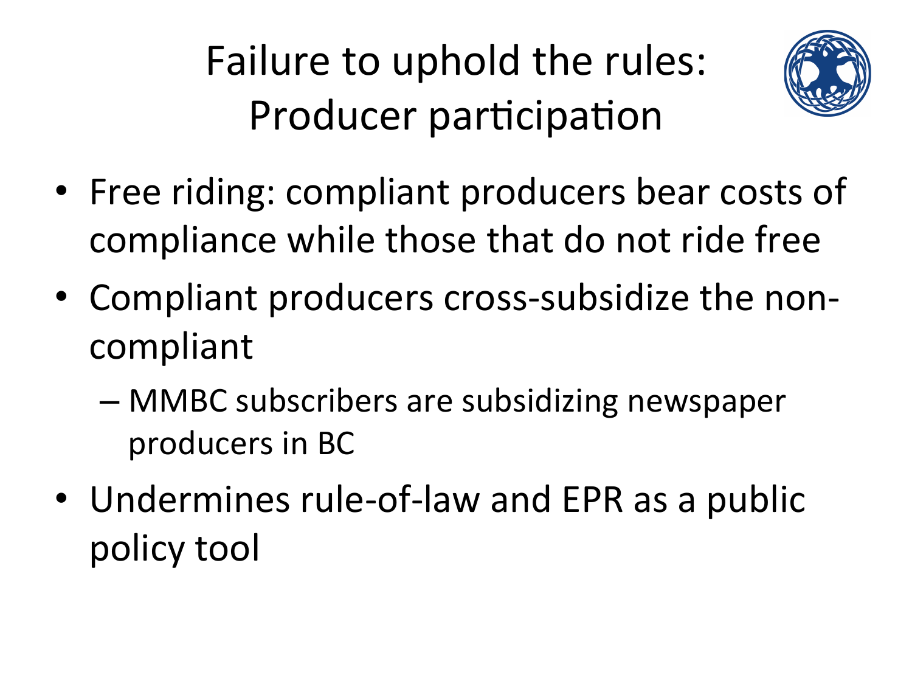# Failure to uphold the rules: Producer participation

- Free riding: compliant producers bear costs of compliance while those that do not ride free
- Compliant producers cross-subsidize the non-compliant
  - MMBC subscribers are subsidizing newspaper producers in BC
- Undermines rule-of-law and EPR as a public policy tool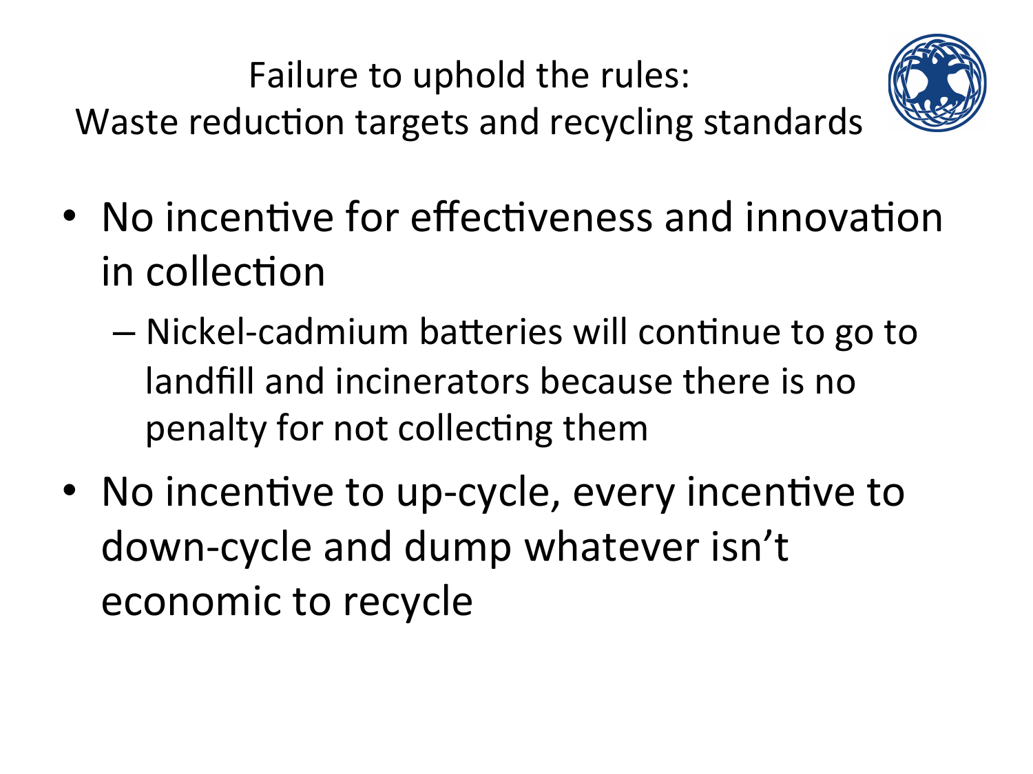# Failure to uphold the rules: Waste reduction targets and recycling standards

- No incentive for effectiveness and innovation in collection
  - Nickel-cadmium batteries will continue to go to landfill and incinerators because there is no penalty for not collecting them
- No incentive to up-cycle, every incentive to down-cycle and dump whatever isn't economic to recycle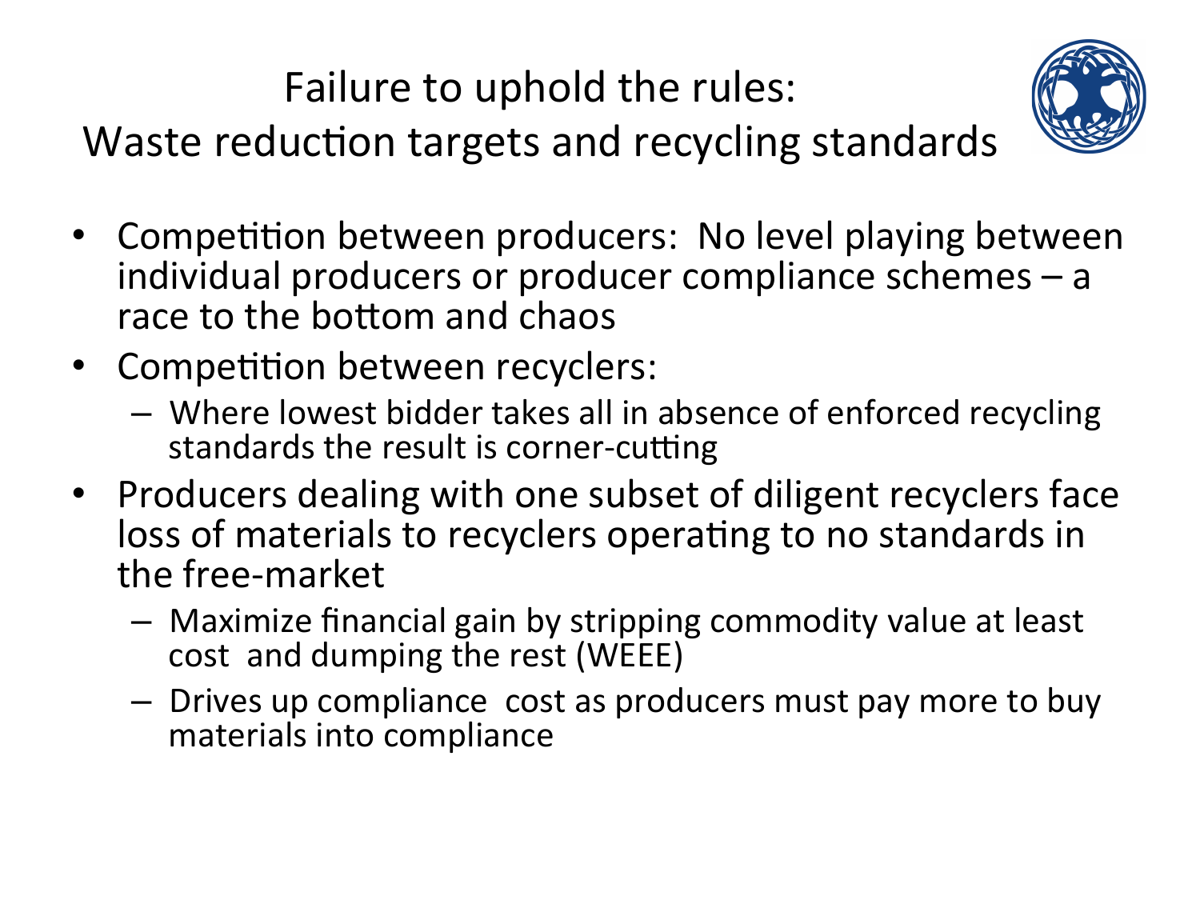# Failure to uphold the rules: Waste reduction targets and recycling standards

- Competition between producers: No level playing between individual producers or producer compliance schemes – a race to the bottom and chaos
- Competition between recyclers:
  - Where lowest bidder takes all in absence of enforced recycling standards the result is corner-cutting
- Producers dealing with one subset of diligent recyclers face loss of materials to recyclers operating to no standards in the free-market
  - Maximize financial gain by stripping commodity value at least cost and dumping the rest (WEEE)
  - Drives up compliance cost as producers must pay more to buy materials into compliance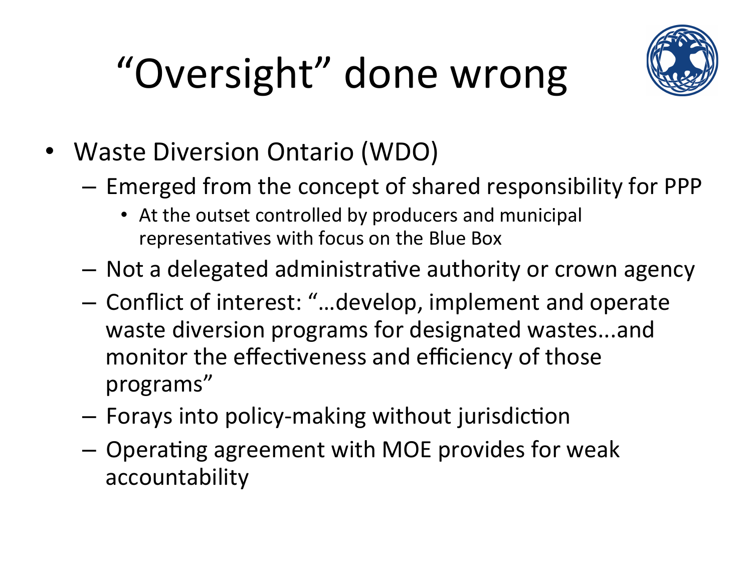# "Oversight" done wrong

- Waste Diversion Ontario (WDO)
  - Emerged from the concept of shared responsibility for PPP
    - At the outset controlled by producers and municipal representatives with focus on the Blue Box
  - Not a delegated administrative authority or crown agency
  - Conflict of interest: "…develop, implement and operate waste diversion programs for designated wastes...and monitor the effectiveness and efficiency of those programs"
  - Forays into policy-making without jurisdiction
  - Operating agreement with MOE provides for weak accountability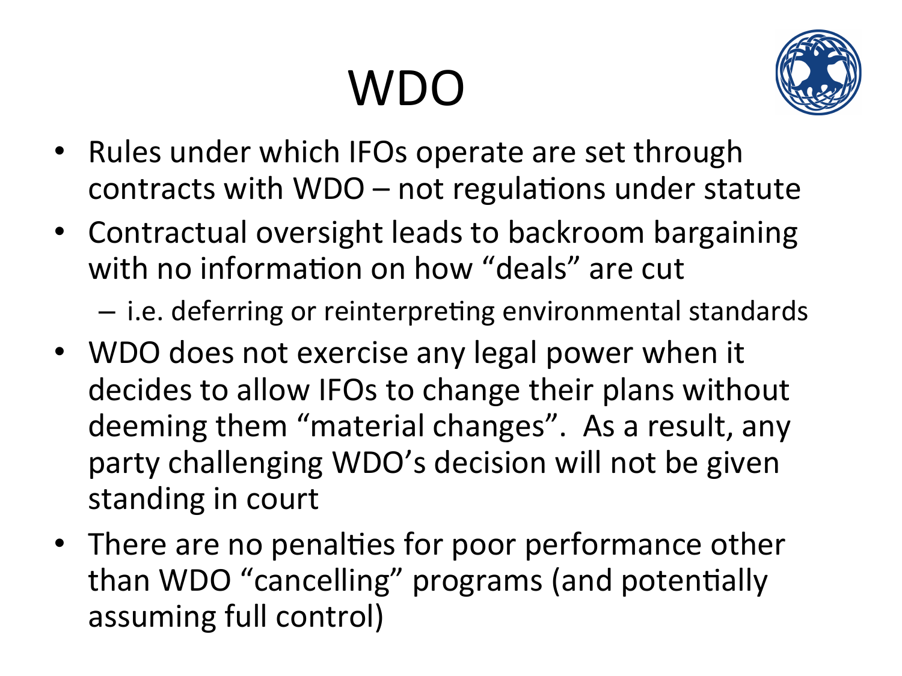# WDO

- Rules under which IFOs operate are set through contracts with WDO – not regulations under statute
- Contractual oversight leads to backroom bargaining with no information on how "deals" are cut
  - i.e. deferring or reinterpreting environmental standards
- WDO does not exercise any legal power when it decides to allow IFOs to change their plans without deeming them "material changes". As a result, any party challenging WDO's decision will not be given standing in court
- There are no penalties for poor performance other than WDO "cancelling" programs (and potentially assuming full control)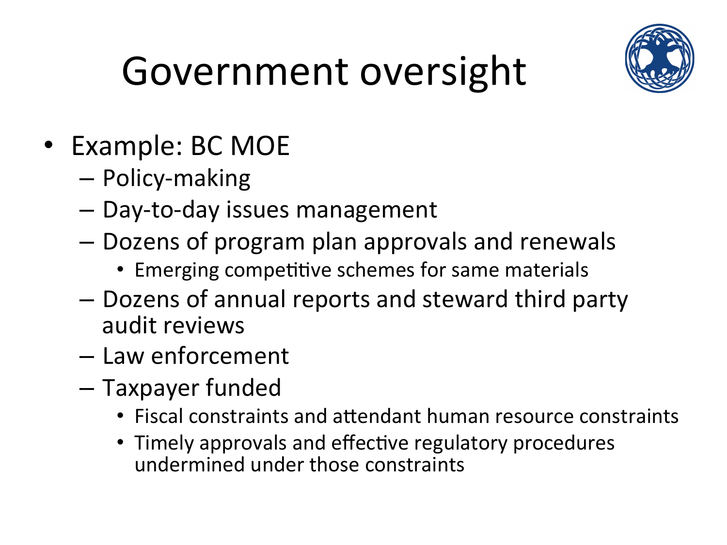# Government oversight

- Example: BC MOE
  - Policy-making
  - Day-to-day issues management
  - Dozens of program plan approvals and renewals
    - Emerging competitive schemes for same materials
  - Dozens of annual reports and steward third party audit reviews
  - Law enforcement
  - Taxpayer funded
    - Fiscal constraints and attendant human resource constraints
    - Timely approvals and effective regulatory procedures undermined under those constraints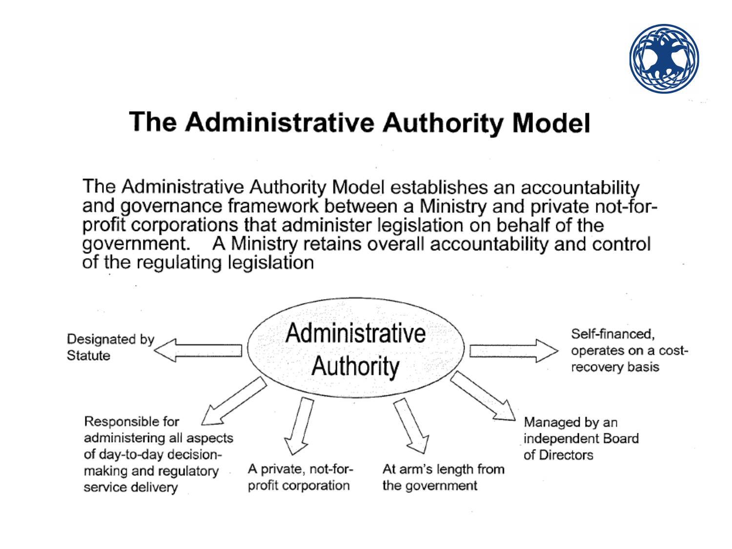# The Administrative Authority Model

The Administrative Authority Model establishes an accountability and governance framework between a Ministry and private not-for-profit corporations that administer legislation on behalf of the government. A Ministry retains overall accountability and control of the regulating legislation

**Administrative Authority**

- Designated by Statute
- Self-financed, operates on a cost-recovery basis
- Responsible for administering all aspects of day-to-day decision-making and regulatory service delivery
- A private, not-for-profit corporation
- At arm's length from the government
- Managed by an independent Board of Directors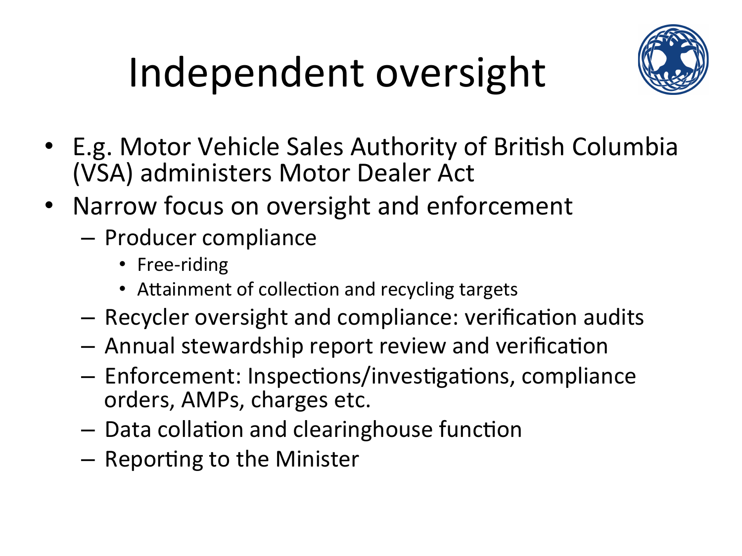# Independent oversight

- E.g. Motor Vehicle Sales Authority of British Columbia (VSA) administers Motor Dealer Act
- Narrow focus on oversight and enforcement
  - Producer compliance
    - Free-riding
    - Attainment of collection and recycling targets
  - Recycler oversight and compliance: verification audits
  - Annual stewardship report review and verification
  - Enforcement: Inspections/investigations, compliance orders, AMPs, charges etc.
  - Data collation and clearinghouse function
  - Reporting to the Minister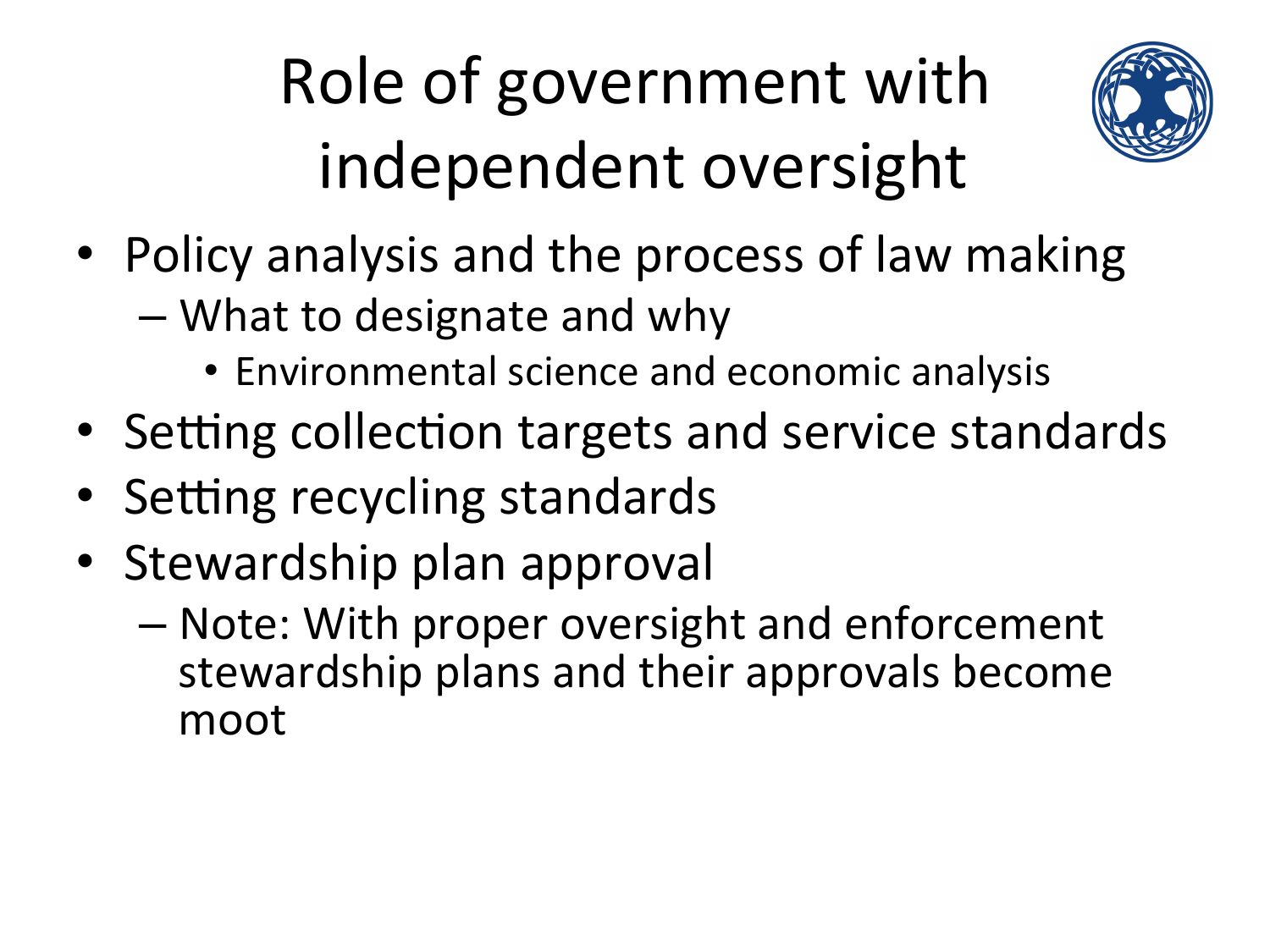# Role of government with independent oversight

- Policy analysis and the process of law making
  - What to designate and why
    - Environmental science and economic analysis
- Setting collection targets and service standards
- Setting recycling standards
- Stewardship plan approval
  - Note: With proper oversight and enforcement stewardship plans and their approvals become moot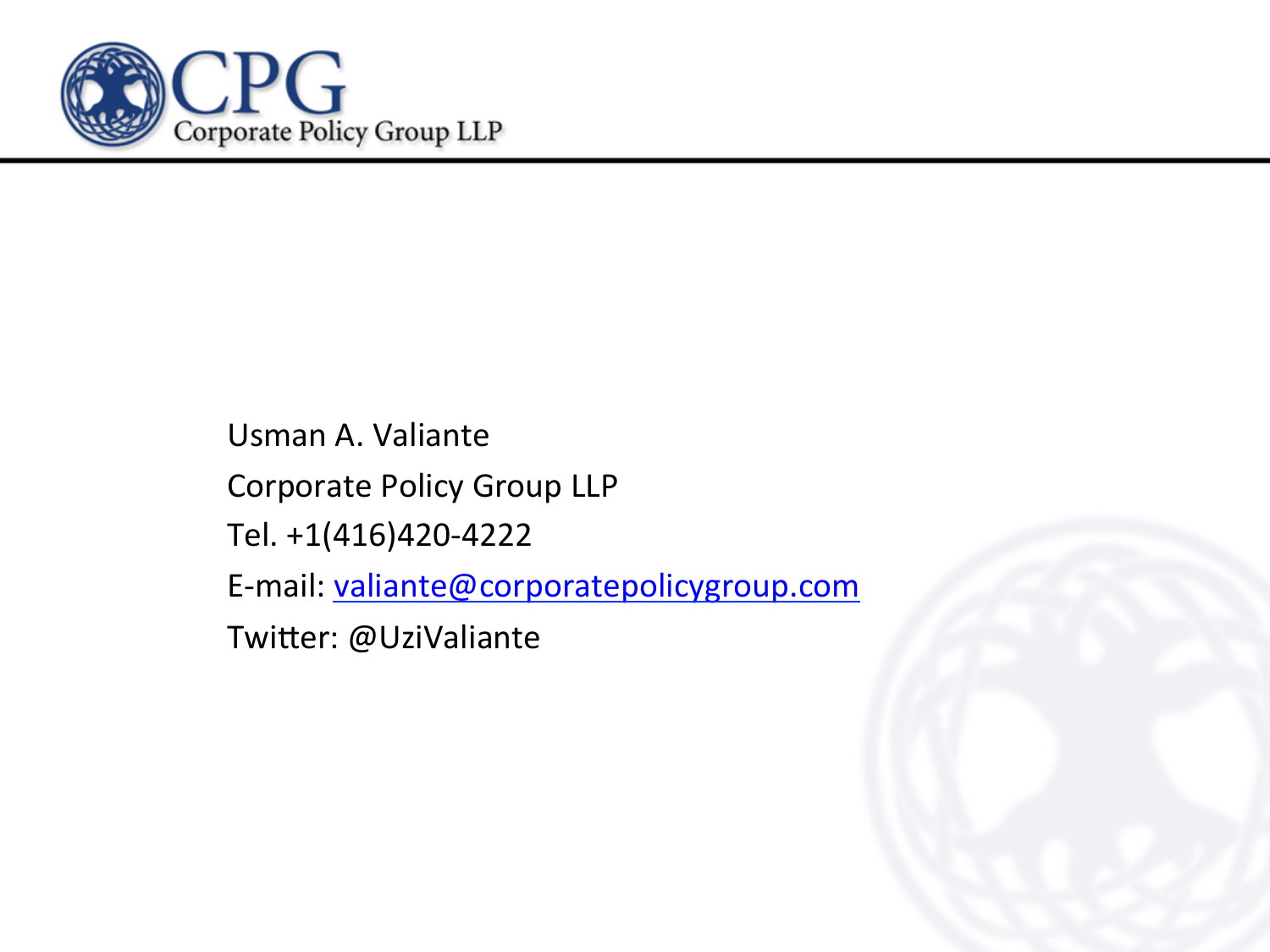CPG
Corporate Policy Group LLP

Usman A. Valiante
Corporate Policy Group LLP
Tel. +1(416)420-4222
E-mail: valiante@corporatepolicygroup.com
Twitter: @UziValiante